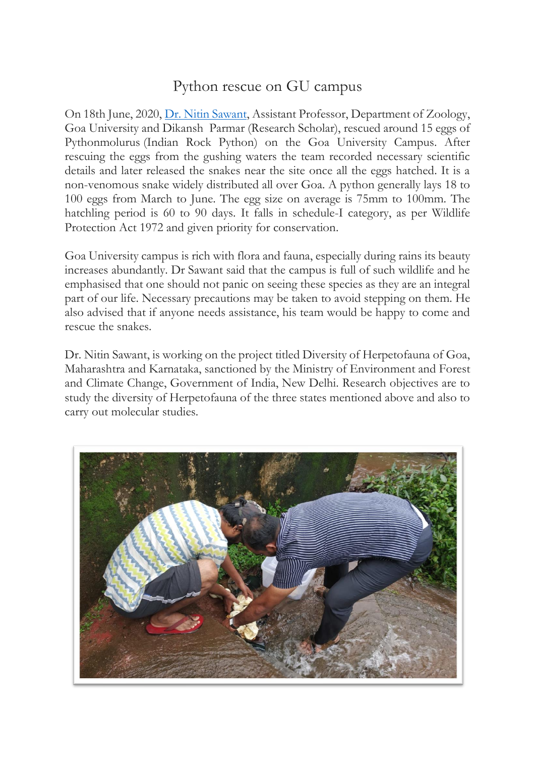# Python rescue on GU campus

On 18th June, 2020, [Dr. Nitin Sawant](), Assistant Professor, Department of Zoology, Goa University and Dikansh Parmar (Research Scholar), rescued around 15 eggs of Pythonmolurus (Indian Rock Python) on the Goa University Campus. After rescuing the eggs from the gushing waters the team recorded necessary scientific details and later released the snakes near the site once all the eggs hatched. It is a non-venomous snake widely distributed all over Goa. A python generally lays 18 to 100 eggs from March to June. The egg size on average is 75mm to 100mm. The hatchling period is 60 to 90 days. It falls in schedule-I category, as per Wildlife Protection Act 1972 and given priority for conservation.

Goa University campus is rich with flora and fauna, especially during rains its beauty increases abundantly. Dr Sawant said that the campus is full of such wildlife and he emphasised that one should not panic on seeing these species as they are an integral part of our life. Necessary precautions may be taken to avoid stepping on them. He also advised that if anyone needs assistance, his team would be happy to come and rescue the snakes.

Dr. Nitin Sawant, is working on the project titled Diversity of Herpetofauna of Goa, Maharashtra and Karnataka, sanctioned by the Ministry of Environment and Forest and Climate Change, Government of India, New Delhi. Research objectives are to study the diversity of Herpetofauna of the three states mentioned above and also to carry out molecular studies.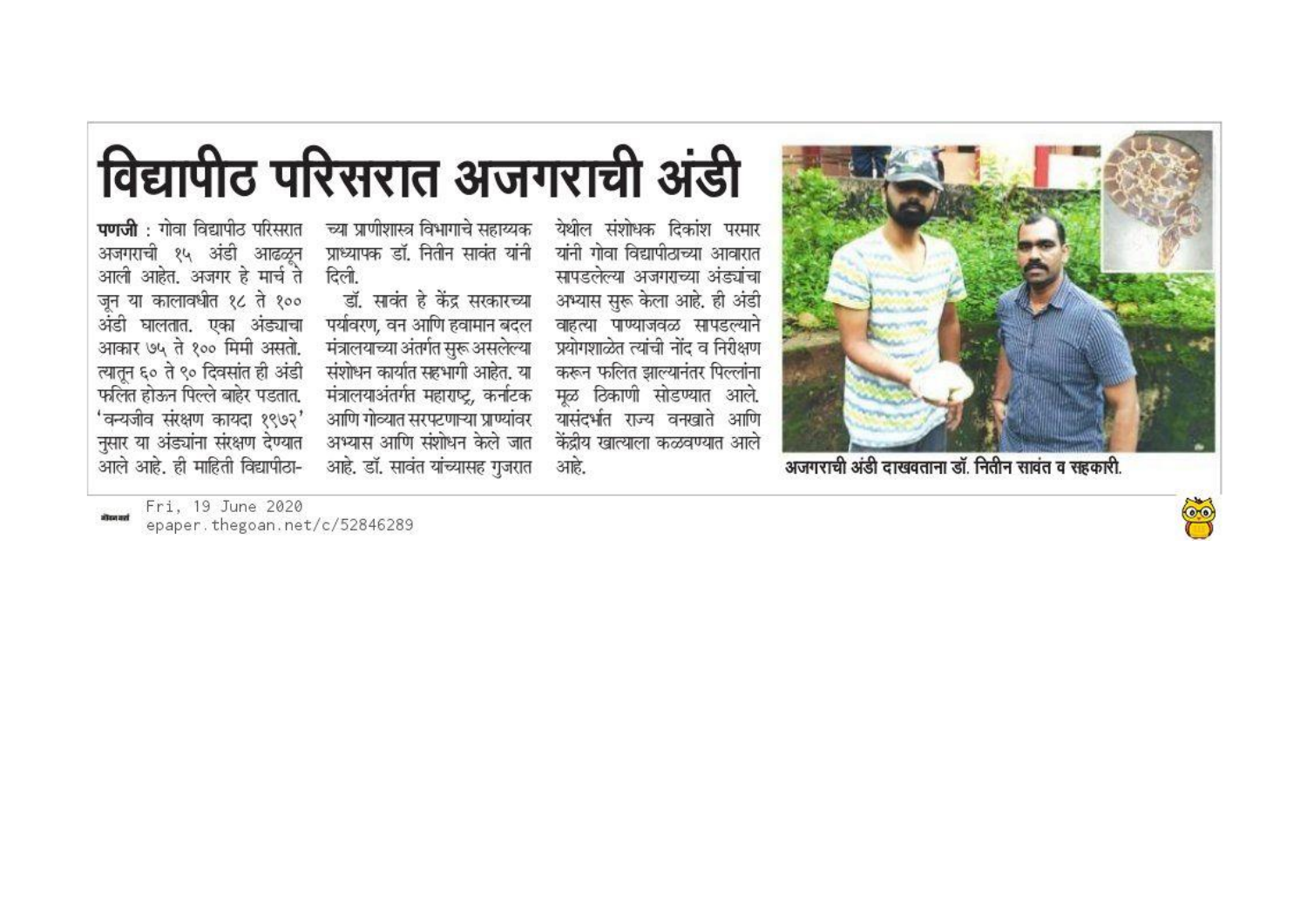# विद्यापीठ परिसरात अजगराची अंडी

**पणजी** : गोवा विद्यापीठ परिसरात अजगराची १५ अंडी आढळून आली आहेत. अजगर हे मार्च ते जून या कालावधीत १८ ते १०० अंडी घालतात. एका अंड्याचा आकार ७५ ते १०० मिमी असतो. त्यातून ६० ते ९० दिवसांत ही अंडी फलित होऊन पिल्ले बाहेर पडतात. 'वन्यजीव संरक्षण कायदा १९७२' नुसार या अंड्यांना संरक्षण देण्यात आले आहे. ही माहिती विद्यापीठाच्या प्राणीशास्त्र विभागाचे सहाय्यक प्राध्यापक डॉ. नितीन सावंत यांनी दिली.

डॉ. सावंत हे केंद्र सरकारच्या पर्यावरण, वन आणि हवामान बदल मंत्रालयाच्या अंतर्गत सुरू असलेल्या संशोधन कार्यात सहभागी आहेत. या मंत्रालयाअंतर्गत महाराष्ट्र, कर्नाटक आणि गोव्यात सरपटणाऱ्या प्राण्यांवर अभ्यास आणि संशोधन केले जात आहे. डॉ. सावंत यांच्यासह गुजरात येथील संशोधक दिकांश परमार यांनी गोवा विद्यापीठाच्या आवारात सापडलेल्या अजगराच्या अंड्यांचा अभ्यास सुरू केला आहे. ही अंडी वाहत्या पाण्याजवळ सापडल्याने प्रयोगशाळेत त्यांची नोंद व निरीक्षण करून फलित झाल्यानंतर पिल्लांना मूळ ठिकाणी सोडण्यात आले. यासंदर्भात राज्य वनखाते आणि केंद्रीय खात्याला कळवण्यात आले आहे.

अजगराची अंडी दाखवताना डॉ. नितीन सावंत व सहकारी.

Fri, 19 June 2020
epaper.thegoan.net/c/52846289